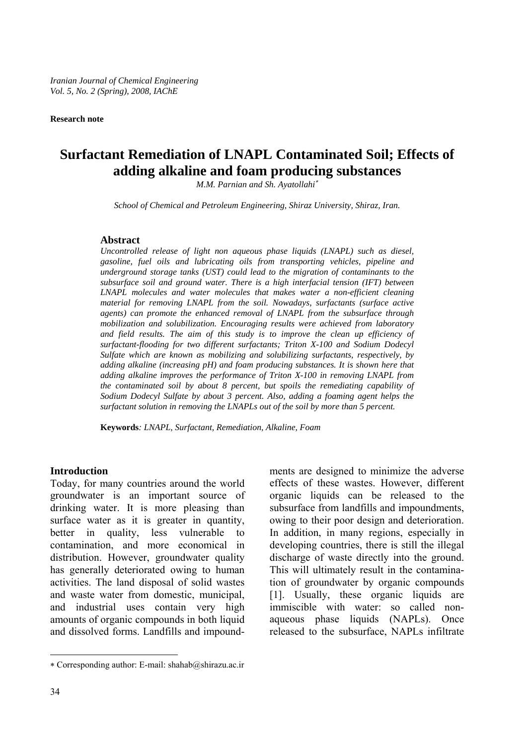*Iranian Journal of Chemical Engineering*
*Vol. 5, No. 2 (Spring), 2008, IAChE*

**Research note**

# Surfactant Remediation of LNAPL Contaminated Soil; Effects of adding alkaline and foam producing substances

*M.M. Parnian and Sh. Ayatollahi*[∗]

*School of Chemical and Petroleum Engineering, Shiraz University, Shiraz, Iran.*

## Abstract

*Uncontrolled release of light non aqueous phase liquids (LNAPL) such as diesel, gasoline, fuel oils and lubricating oils from transporting vehicles, pipeline and underground storage tanks (UST) could lead to the migration of contaminants to the subsurface soil and ground water. There is a high interfacial tension (IFT) between LNAPL molecules and water molecules that makes water a non-efficient cleaning material for removing LNAPL from the soil. Nowadays, surfactants (surface active agents) can promote the enhanced removal of LNAPL from the subsurface through mobilization and solubilization. Encouraging results were achieved from laboratory and field results. The aim of this study is to improve the clean up efficiency of surfactant-flooding for two different surfactants; Triton X-100 and Sodium Dodecyl Sulfate which are known as mobilizing and solubilizing surfactants, respectively, by adding alkaline (increasing pH) and foam producing substances. It is shown here that adding alkaline improves the performance of Triton X-100 in removing LNAPL from the contaminated soil by about 8 percent, but spoils the remediating capability of Sodium Dodecyl Sulfate by about 3 percent. Also, adding a foaming agent helps the surfactant solution in removing the LNAPLs out of the soil by more than 5 percent.*

**Keywords***: LNAPL, Surfactant, Remediation, Alkaline, Foam*

## Introduction

Today, for many countries around the world groundwater is an important source of drinking water. It is more pleasing than surface water as it is greater in quantity, better in quality, less vulnerable to contamination, and more economical in distribution. However, groundwater quality has generally deteriorated owing to human activities. The land disposal of solid wastes and waste water from domestic, municipal, and industrial uses contain very high amounts of organic compounds in both liquid and dissolved forms. Landfills and impoundments are designed to minimize the adverse effects of these wastes. However, different organic liquids can be released to the subsurface from landfills and impoundments, owing to their poor design and deterioration. In addition, in many regions, especially in developing countries, there is still the illegal discharge of waste directly into the ground. This will ultimately result in the contamination of groundwater by organic compounds [1]. Usually, these organic liquids are immiscible with water: so called non-aqueous phase liquids (NAPLs). Once released to the subsurface, NAPLs infiltrate

∗ Corresponding author: E-mail: shahab@shirazu.ac.ir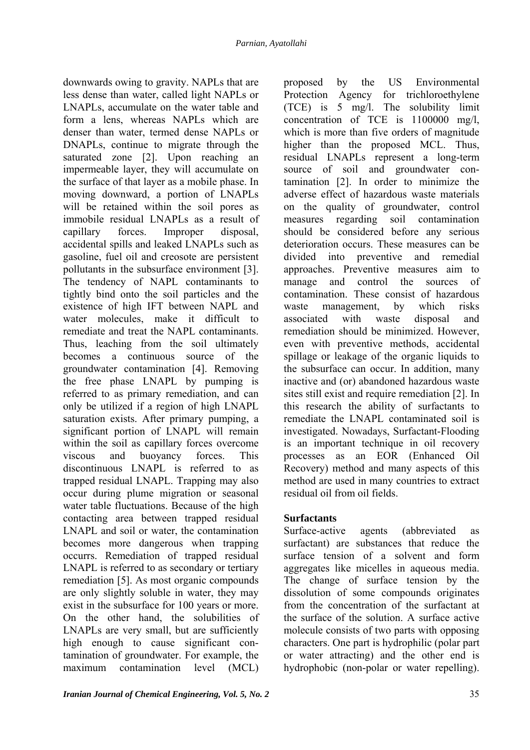downwards owing to gravity. NAPLs that are less dense than water, called light NAPLs or LNAPLs, accumulate on the water table and form a lens, whereas NAPLs which are denser than water, termed dense NAPLs or DNAPLs, continue to migrate through the saturated zone [2]. Upon reaching an impermeable layer, they will accumulate on the surface of that layer as a mobile phase. In moving downward, a portion of LNAPLs will be retained within the soil pores as immobile residual LNAPLs as a result of capillary forces. Improper disposal, accidental spills and leaked LNAPLs such as gasoline, fuel oil and creosote are persistent pollutants in the subsurface environment [3]. The tendency of NAPL contaminants to tightly bind onto the soil particles and the existence of high IFT between NAPL and water molecules, make it difficult to remediate and treat the NAPL contaminants. Thus, leaching from the soil ultimately becomes a continuous source of the groundwater contamination [4]. Removing the free phase LNAPL by pumping is referred to as primary remediation, and can only be utilized if a region of high LNAPL saturation exists. After primary pumping, a significant portion of LNAPL will remain within the soil as capillary forces overcome viscous and buoyancy forces. This discontinuous LNAPL is referred to as trapped residual LNAPL. Trapping may also occur during plume migration or seasonal water table fluctuations. Because of the high contacting area between trapped residual LNAPL and soil or water, the contamination becomes more dangerous when trapping occurrs. Remediation of trapped residual LNAPL is referred to as secondary or tertiary remediation [5]. As most organic compounds are only slightly soluble in water, they may exist in the subsurface for 100 years or more. On the other hand, the solubilities of LNAPLs are very small, but are sufficiently high enough to cause significant contamination of groundwater. For example, the maximum contamination level (MCL) proposed by the US Environmental Protection Agency for trichloroethylene (TCE) is 5 mg/l. The solubility limit concentration of TCE is 1100000 mg/l, which is more than five orders of magnitude higher than the proposed MCL. Thus, residual LNAPLs represent a long-term source of soil and groundwater contamination [2]. In order to minimize the adverse effect of hazardous waste materials on the quality of groundwater, control measures regarding soil contamination should be considered before any serious deterioration occurs. These measures can be divided into preventive and remedial approaches. Preventive measures aim to manage and control the sources of contamination. These consist of hazardous waste management, by which risks associated with waste disposal and remediation should be minimized. However, even with preventive methods, accidental spillage or leakage of the organic liquids to the subsurface can occur. In addition, many inactive and (or) abandoned hazardous waste sites still exist and require remediation [2]. In this research the ability of surfactants to remediate the LNAPL contaminated soil is investigated. Nowadays, Surfactant-Flooding is an important technique in oil recovery processes as an EOR (Enhanced Oil Recovery) method and many aspects of this method are used in many countries to extract residual oil from oil fields.

## Surfactants

Surface-active agents (abbreviated as surfactant) are substances that reduce the surface tension of a solvent and form aggregates like micelles in aqueous media. The change of surface tension by the dissolution of some compounds originates from the concentration of the surfactant at the surface of the solution. A surface active molecule consists of two parts with opposing characters. One part is hydrophilic (polar part or water attracting) and the other end is hydrophobic (non-polar or water repelling).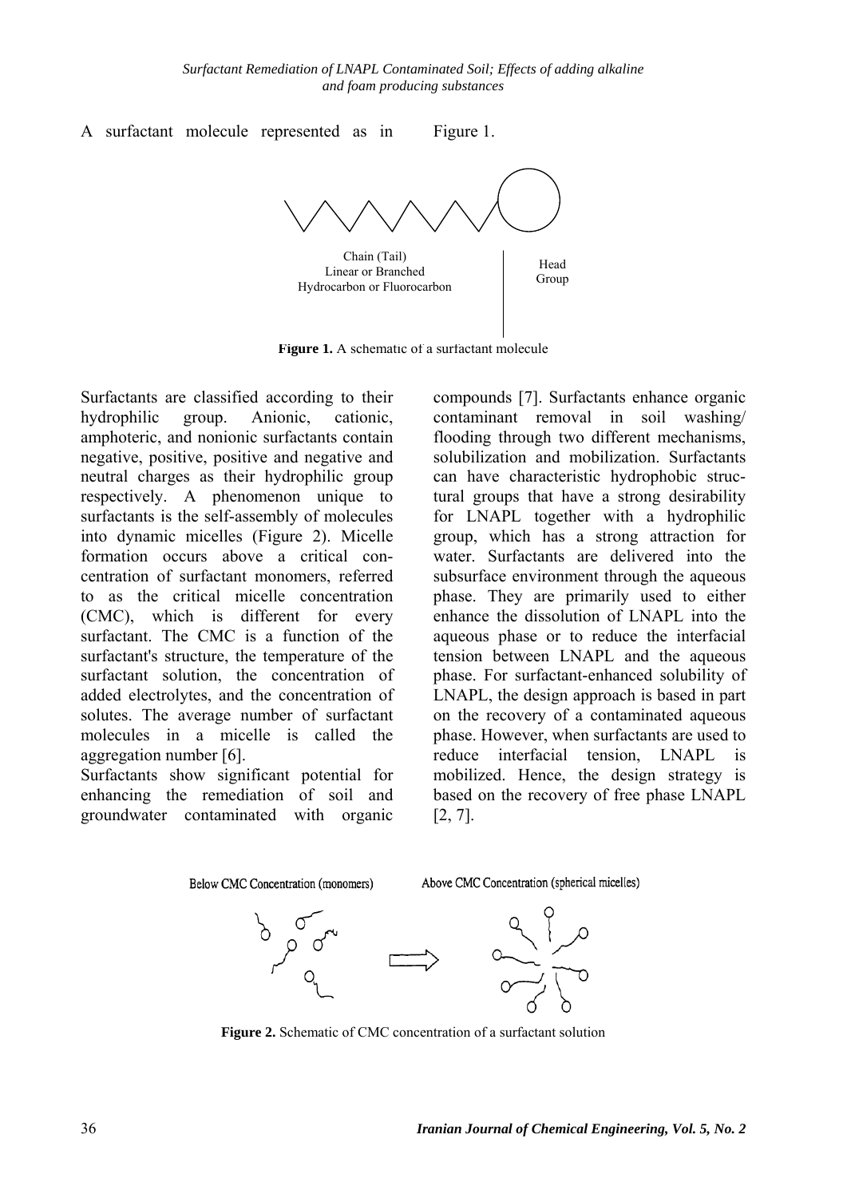A surfactant molecule represented as in Figure 1.

Chain (Tail)
Linear or Branched
Hydrocarbon or Fluorocarbon

Head Group

**Figure 1.** A schematic of a surfactant molecule

Surfactants are classified according to their hydrophilic group. Anionic, cationic, amphoteric, and nonionic surfactants contain negative, positive, positive and negative and neutral charges as their hydrophilic group respectively. A phenomenon unique to surfactants is the self-assembly of molecules into dynamic micelles (Figure 2). Micelle formation occurs above a critical concentration of surfactant monomers, referred to as the critical micelle concentration (CMC), which is different for every surfactant. The CMC is a function of the surfactant's structure, the temperature of the surfactant solution, the concentration of added electrolytes, and the concentration of solutes. The average number of surfactant molecules in a micelle is called the aggregation number [6].

Surfactants show significant potential for enhancing the remediation of soil and groundwater contaminated with organic compounds [7]. Surfactants enhance organic contaminant removal in soil washing/ flooding through two different mechanisms, solubilization and mobilization. Surfactants can have characteristic hydrophobic structural groups that have a strong desirability for LNAPL together with a hydrophilic group, which has a strong attraction for water. Surfactants are delivered into the subsurface environment through the aqueous phase. They are primarily used to either enhance the dissolution of LNAPL into the aqueous phase or to reduce the interfacial tension between LNAPL and the aqueous phase. For surfactant-enhanced solubility of LNAPL, the design approach is based in part on the recovery of a contaminated aqueous phase. However, when surfactants are used to reduce interfacial tension, LNAPL is mobilized. Hence, the design strategy is based on the recovery of free phase LNAPL [2, 7].

Below CMC Concentration (monomers) Above CMC Concentration (spherical micelles)

**Figure 2.** Schematic of CMC concentration of a surfactant solution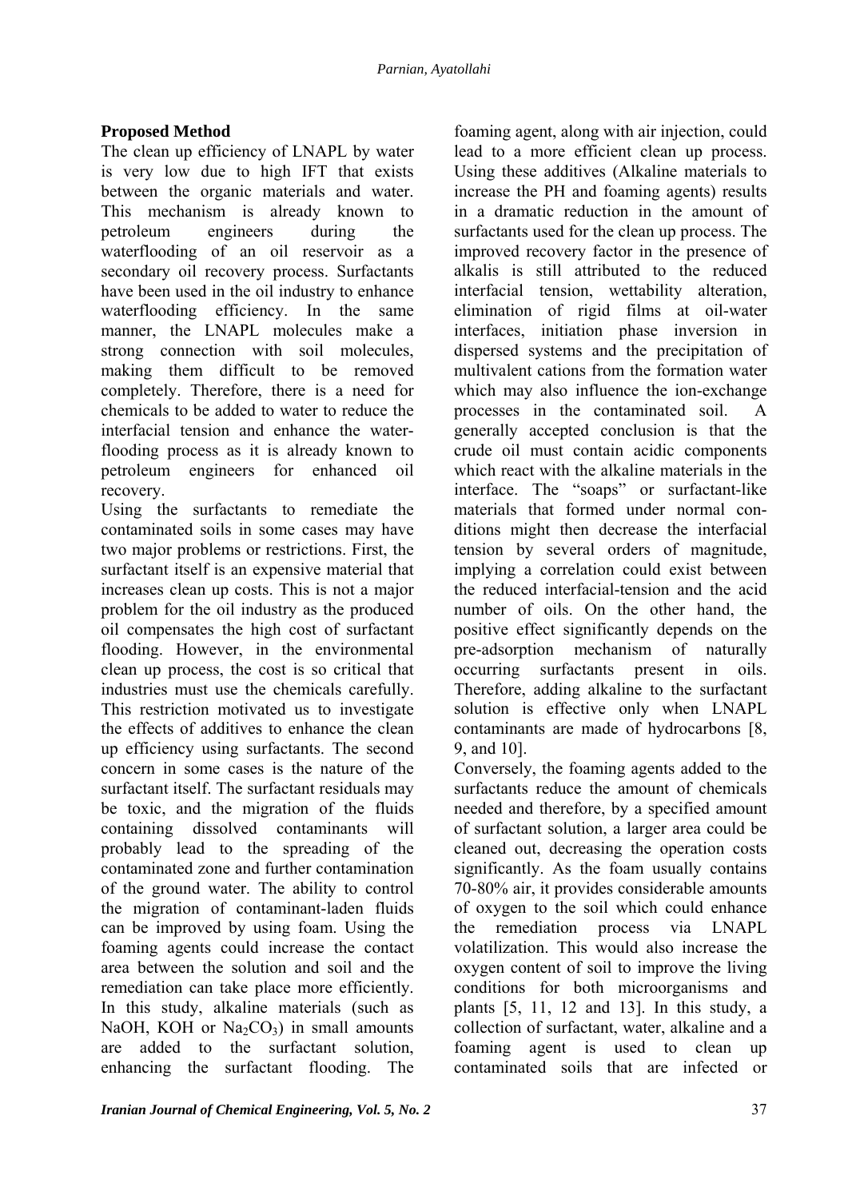## Proposed Method

The clean up efficiency of LNAPL by water is very low due to high IFT that exists between the organic materials and water. This mechanism is already known to petroleum engineers during the waterflooding of an oil reservoir as a secondary oil recovery process. Surfactants have been used in the oil industry to enhance waterflooding efficiency. In the same manner, the LNAPL molecules make a strong connection with soil molecules, making them difficult to be removed completely. Therefore, there is a need for chemicals to be added to water to reduce the interfacial tension and enhance the water-flooding process as it is already known to petroleum engineers for enhanced oil recovery.

Using the surfactants to remediate the contaminated soils in some cases may have two major problems or restrictions. First, the surfactant itself is an expensive material that increases clean up costs. This is not a major problem for the oil industry as the produced oil compensates the high cost of surfactant flooding. However, in the environmental clean up process, the cost is so critical that industries must use the chemicals carefully. This restriction motivated us to investigate the effects of additives to enhance the clean up efficiency using surfactants. The second concern in some cases is the nature of the surfactant itself. The surfactant residuals may be toxic, and the migration of the fluids containing dissolved contaminants will probably lead to the spreading of the contaminated zone and further contamination of the ground water. The ability to control the migration of contaminant-laden fluids can be improved by using foam. Using the foaming agents could increase the contact area between the solution and soil and the remediation can take place more efficiently. In this study, alkaline materials (such as NaOH, KOH or $Na_2CO_3$) in small amounts are added to the surfactant solution, enhancing the surfactant flooding. The foaming agent, along with air injection, could lead to a more efficient clean up process. Using these additives (Alkaline materials to increase the PH and foaming agents) results in a dramatic reduction in the amount of surfactants used for the clean up process. The improved recovery factor in the presence of alkalis is still attributed to the reduced interfacial tension, wettability alteration, elimination of rigid films at oil-water interfaces, initiation phase inversion in dispersed systems and the precipitation of multivalent cations from the formation water which may also influence the ion-exchange processes in the contaminated soil. A generally accepted conclusion is that the crude oil must contain acidic components which react with the alkaline materials in the interface. The "soaps" or surfactant-like materials that formed under normal conditions might then decrease the interfacial tension by several orders of magnitude, implying a correlation could exist between the reduced interfacial-tension and the acid number of oils. On the other hand, the positive effect significantly depends on the pre-adsorption mechanism of naturally occurring surfactants present in oils. Therefore, adding alkaline to the surfactant solution is effective only when LNAPL contaminants are made of hydrocarbons [8, 9, and 10].

Conversely, the foaming agents added to the surfactants reduce the amount of chemicals needed and therefore, by a specified amount of surfactant solution, a larger area could be cleaned out, decreasing the operation costs significantly. As the foam usually contains 70-80% air, it provides considerable amounts of oxygen to the soil which could enhance the remediation process via LNAPL volatilization. This would also increase the oxygen content of soil to improve the living conditions for both microorganisms and plants [5, 11, 12 and 13]. In this study, a collection of surfactant, water, alkaline and a foaming agent is used to clean up contaminated soils that are infected or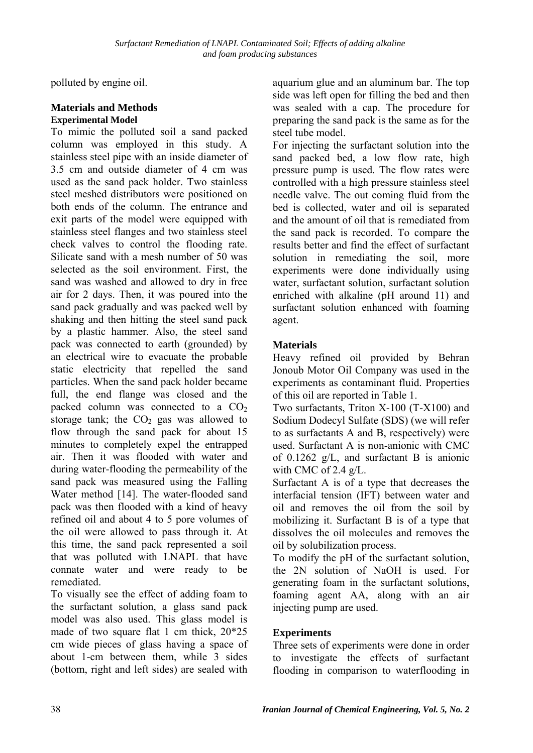polluted by engine oil.

## Materials and Methods

### Experimental Model

To mimic the polluted soil a sand packed column was employed in this study. A stainless steel pipe with an inside diameter of 3.5 cm and outside diameter of 4 cm was used as the sand pack holder. Two stainless steel meshed distributors were positioned on both ends of the column. The entrance and exit parts of the model were equipped with stainless steel flanges and two stainless steel check valves to control the flooding rate. Silicate sand with a mesh number of 50 was selected as the soil environment. First, the sand was washed and allowed to dry in free air for 2 days. Then, it was poured into the sand pack gradually and was packed well by shaking and then hitting the steel sand pack by a plastic hammer. Also, the steel sand pack was connected to earth (grounded) by an electrical wire to evacuate the probable static electricity that repelled the sand particles. When the sand pack holder became full, the end flange was closed and the packed column was connected to a $CO_2$ storage tank; the $CO_2$ gas was allowed to flow through the sand pack for about 15 minutes to completely expel the entrapped air. Then it was flooded with water and during water-flooding the permeability of the sand pack was measured using the Falling Water method [14]. The water-flooded sand pack was then flooded with a kind of heavy refined oil and about 4 to 5 pore volumes of the oil were allowed to pass through it. At this time, the sand pack represented a soil that was polluted with LNAPL that have connate water and were ready to be remediated.

To visually see the effect of adding foam to the surfactant solution, a glass sand pack model was also used. This glass model is made of two square flat 1 cm thick, 20*25 cm wide pieces of glass having a space of about 1-cm between them, while 3 sides (bottom, right and left sides) are sealed with aquarium glue and an aluminum bar. The top side was left open for filling the bed and then was sealed with a cap. The procedure for preparing the sand pack is the same as for the steel tube model.

For injecting the surfactant solution into the sand packed bed, a low flow rate, high pressure pump is used. The flow rates were controlled with a high pressure stainless steel needle valve. The out coming fluid from the bed is collected, water and oil is separated and the amount of oil that is remediated from the sand pack is recorded. To compare the results better and find the effect of surfactant solution in remediating the soil, more experiments were done individually using water, surfactant solution, surfactant solution enriched with alkaline (pH around 11) and surfactant solution enhanced with foaming agent.

### Materials

Heavy refined oil provided by Behran Jonoub Motor Oil Company was used in the experiments as contaminant fluid. Properties of this oil are reported in Table 1.

Two surfactants, Triton X-100 (T-X100) and Sodium Dodecyl Sulfate (SDS) (we will refer to as surfactants A and B, respectively) were used. Surfactant A is non-anionic with CMC of 0.1262 g/L, and surfactant B is anionic with CMC of 2.4 g/L.

Surfactant A is of a type that decreases the interfacial tension (IFT) between water and oil and removes the oil from the soil by mobilizing it. Surfactant B is of a type that dissolves the oil molecules and removes the oil by solubilization process.

To modify the pH of the surfactant solution, the 2N solution of NaOH is used. For generating foam in the surfactant solutions, foaming agent AA, along with an air injecting pump are used.

### Experiments

Three sets of experiments were done in order to investigate the effects of surfactant flooding in comparison to waterflooding in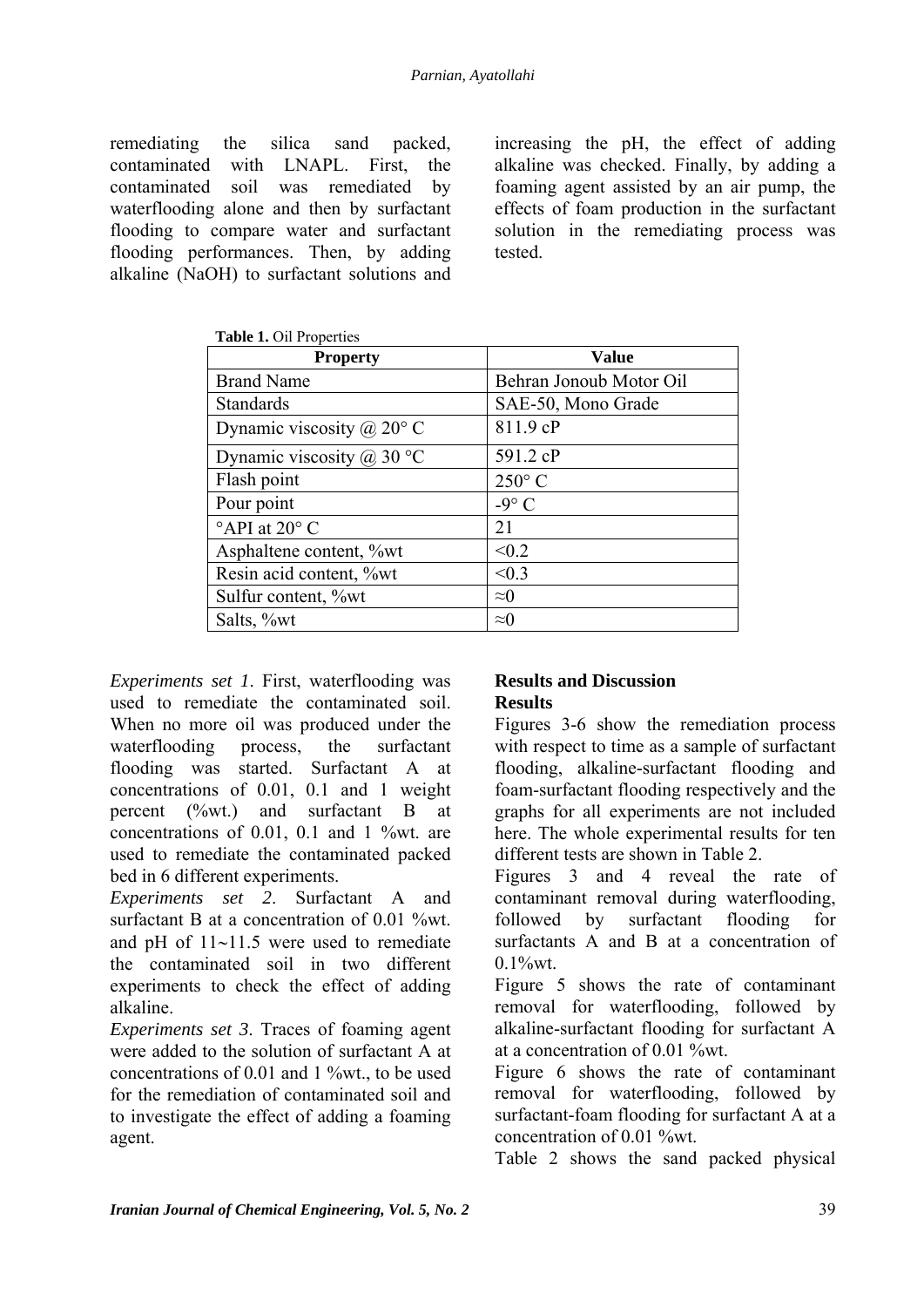remediating the silica sand packed, contaminated with LNAPL. First, the contaminated soil was remediated by waterflooding alone and then by surfactant flooding to compare water and surfactant flooding performances. Then, by adding alkaline (NaOH) to surfactant solutions and increasing the pH, the effect of adding alkaline was checked. Finally, by adding a foaming agent assisted by an air pump, the effects of foam production in the surfactant solution in the remediating process was tested.

**Table 1.** Oil Properties

| Property | Value |
|---|---|
| Brand Name | Behran Jonoub Motor Oil |
| Standards | SAE-50, Mono Grade |
| Dynamic viscosity @ 20° C | 811.9 cP |
| Dynamic viscosity @ 30 °C | 591.2 cP |
| Flash point | 250° C |
| Pour point | -9° C |
| °API at 20° C | 21 |
| Asphaltene content, %wt | <0.2 |
| Resin acid content, %wt | <0.3 |
| Sulfur content, %wt | ≈0 |
| Salts, %wt | ≈0 |

*Experiments set 1*. First, waterflooding was used to remediate the contaminated soil. When no more oil was produced under the waterflooding process, the surfactant flooding was started. Surfactant A at concentrations of 0.01, 0.1 and 1 weight percent (%wt.) and surfactant B at concentrations of 0.01, 0.1 and 1 %wt. are used to remediate the contaminated packed bed in 6 different experiments.

*Experiments set 2*. Surfactant A and surfactant B at a concentration of 0.01 %wt. and pH of 11~11.5 were used to remediate the contaminated soil in two different experiments to check the effect of adding alkaline.

*Experiments set 3.* Traces of foaming agent were added to the solution of surfactant A at concentrations of 0.01 and 1 %wt., to be used for the remediation of contaminated soil and to investigate the effect of adding a foaming agent.

## Results and Discussion

### Results

Figures 3-6 show the remediation process with respect to time as a sample of surfactant flooding, alkaline-surfactant flooding and foam-surfactant flooding respectively and the graphs for all experiments are not included here. The whole experimental results for ten different tests are shown in Table 2.

Figures 3 and 4 reveal the rate of contaminant removal during waterflooding, followed by surfactant flooding for surfactants A and B at a concentration of 0.1%wt.

Figure 5 shows the rate of contaminant removal for waterflooding, followed by alkaline-surfactant flooding for surfactant A at a concentration of 0.01 %wt.

Figure 6 shows the rate of contaminant removal for waterflooding, followed by surfactant-foam flooding for surfactant A at a concentration of 0.01 %wt.

Table 2 shows the sand packed physical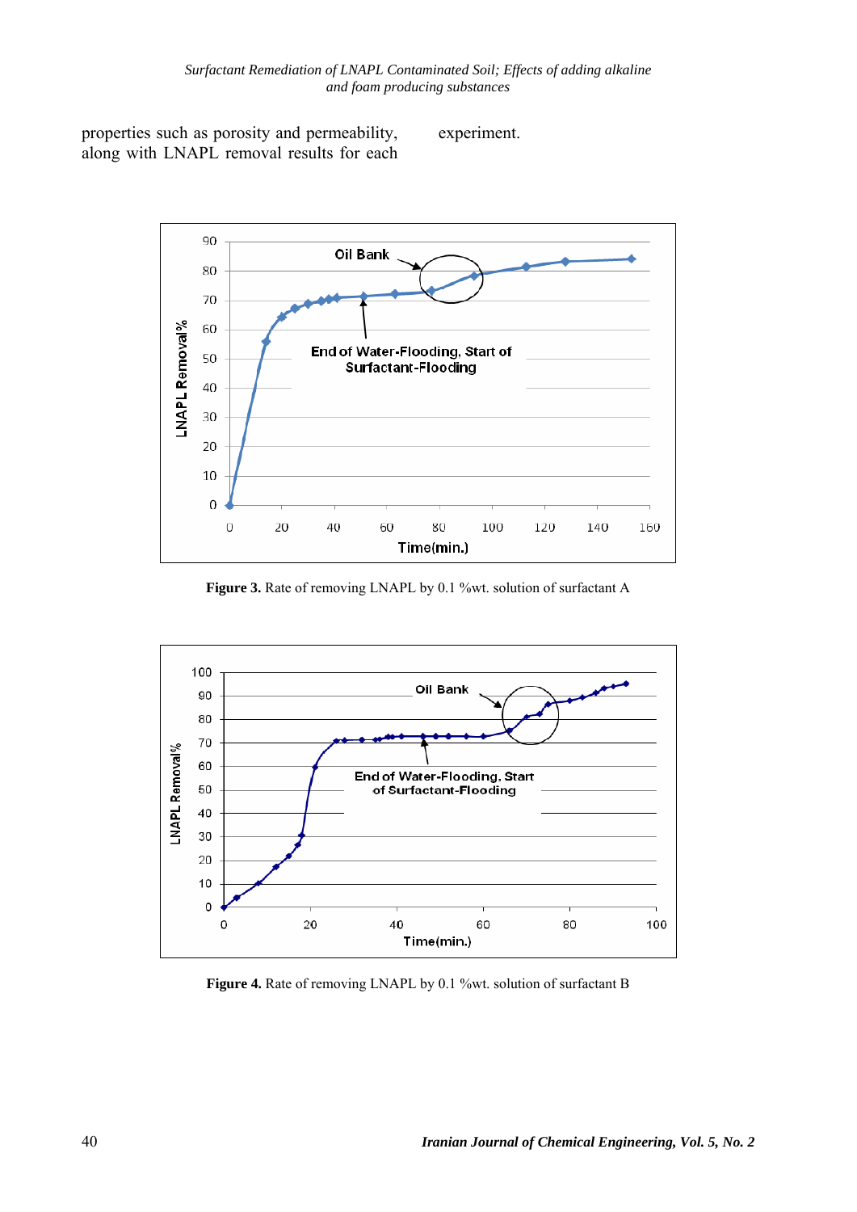properties such as porosity and permeability, along with LNAPL removal results for each experiment.

Figure 3. Rate of removing LNAPL by 0.1 %wt. solution of surfactant A

Figure 4. Rate of removing LNAPL by 0.1 %wt. solution of surfactant B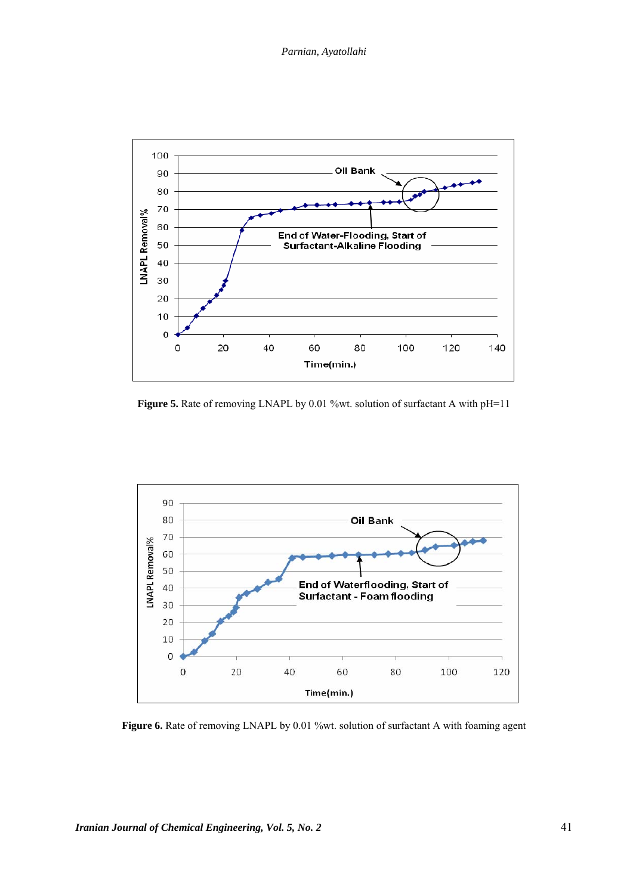**Figure 5.** Rate of removing LNAPL by 0.01 %wt. solution of surfactant A with pH=11

**Figure 6.** Rate of removing LNAPL by 0.01 %wt. solution of surfactant A with foaming agent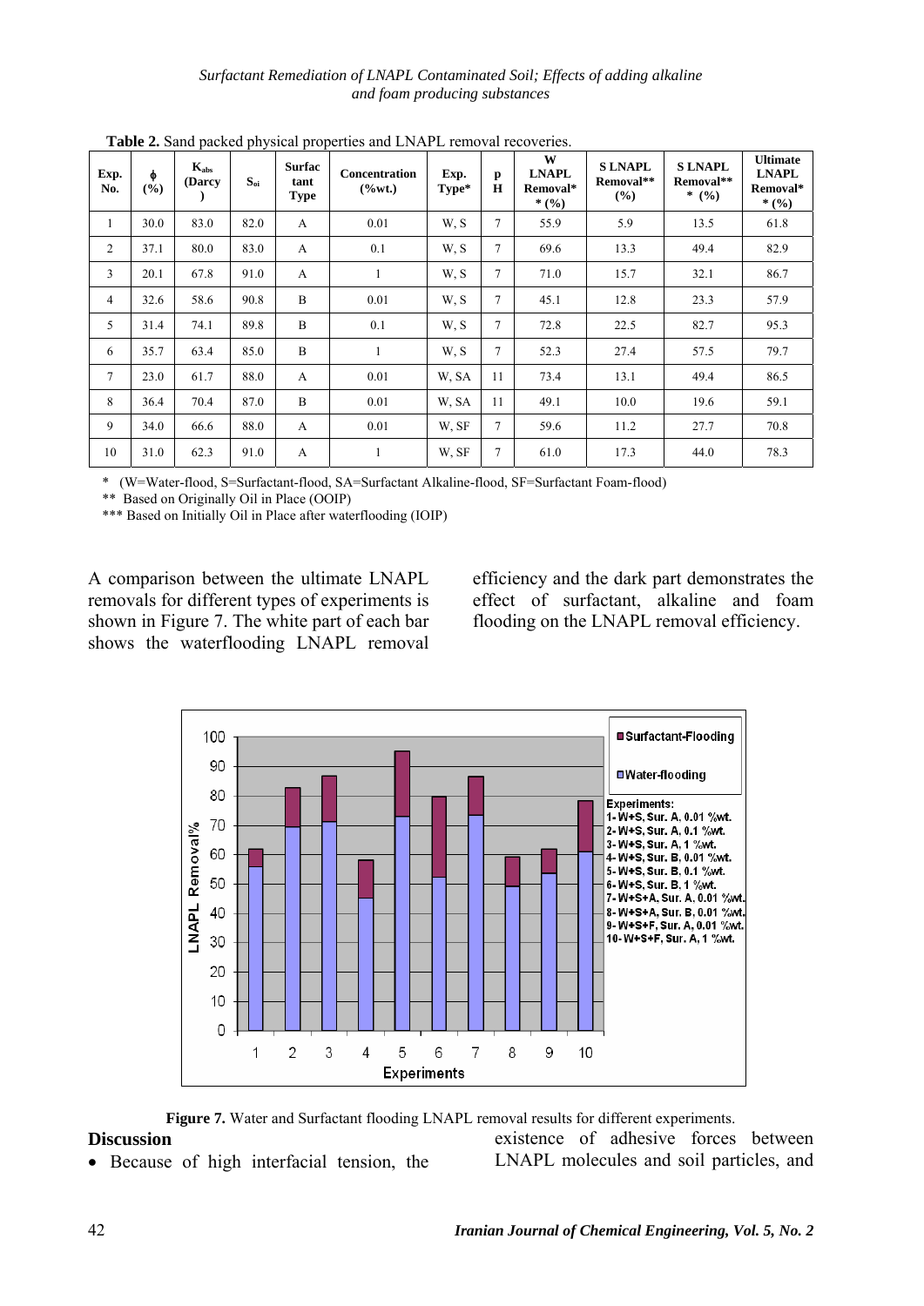**Table 2.** Sand packed physical properties and LNAPL removal recoveries.

| Exp. No. | ϕ (%) | $K_{abs}$ (Darcy) | $S_{oi}$ | Surfactant Type | Concentration (%wt.) | Exp. Type* | pH | W LNAPL Removal*** (%) | S LNAPL Removal** (%) | S LNAPL Removal*** (%) | Ultimate LNAPL Removal*** (%) |
|---|---|---|---|---|---|---|---|---|---|---|---|
| 1 | 30.0 | 83.0 | 82.0 | A | 0.01 | W, S | 7 | 55.9 | 5.9 | 13.5 | 61.8 |
| 2 | 37.1 | 80.0 | 83.0 | A | 0.1 | W, S | 7 | 69.6 | 13.3 | 49.4 | 82.9 |
| 3 | 20.1 | 67.8 | 91.0 | A | 1 | W, S | 7 | 71.0 | 15.7 | 32.1 | 86.7 |
| 4 | 32.6 | 58.6 | 90.8 | B | 0.01 | W, S | 7 | 45.1 | 12.8 | 23.3 | 57.9 |
| 5 | 31.4 | 74.1 | 89.8 | B | 0.1 | W, S | 7 | 72.8 | 22.5 | 82.7 | 95.3 |
| 6 | 35.7 | 63.4 | 85.0 | B | 1 | W, S | 7 | 52.3 | 27.4 | 57.5 | 79.7 |
| 7 | 23.0 | 61.7 | 88.0 | A | 0.01 | W, SA | 11 | 73.4 | 13.1 | 49.4 | 86.5 |
| 8 | 36.4 | 70.4 | 87.0 | B | 0.01 | W, SA | 11 | 49.1 | 10.0 | 19.6 | 59.1 |
| 9 | 34.0 | 66.6 | 88.0 | A | 0.01 | W, SF | 7 | 59.6 | 11.2 | 27.7 | 70.8 |
| 10 | 31.0 | 62.3 | 91.0 | A | 1 | W, SF | 7 | 61.0 | 17.3 | 44.0 | 78.3 |

\* (W=Water-flood, S=Surfactant-flood, SA=Surfactant Alkaline-flood, SF=Surfactant Foam-flood)

\*\* Based on Originally Oil in Place (OOIP)

\*\*\* Based on Initially Oil in Place after waterflooding (IOIP)

A comparison between the ultimate LNAPL removals for different types of experiments is shown in Figure 7. The white part of each bar shows the waterflooding LNAPL removal efficiency and the dark part demonstrates the effect of surfactant, alkaline and foam flooding on the LNAPL removal efficiency.

**Figure 7.** Water and Surfactant flooding LNAPL removal results for different experiments.

## Discussion

- Because of high interfacial tension, the existence of adhesive forces between LNAPL molecules and soil particles, and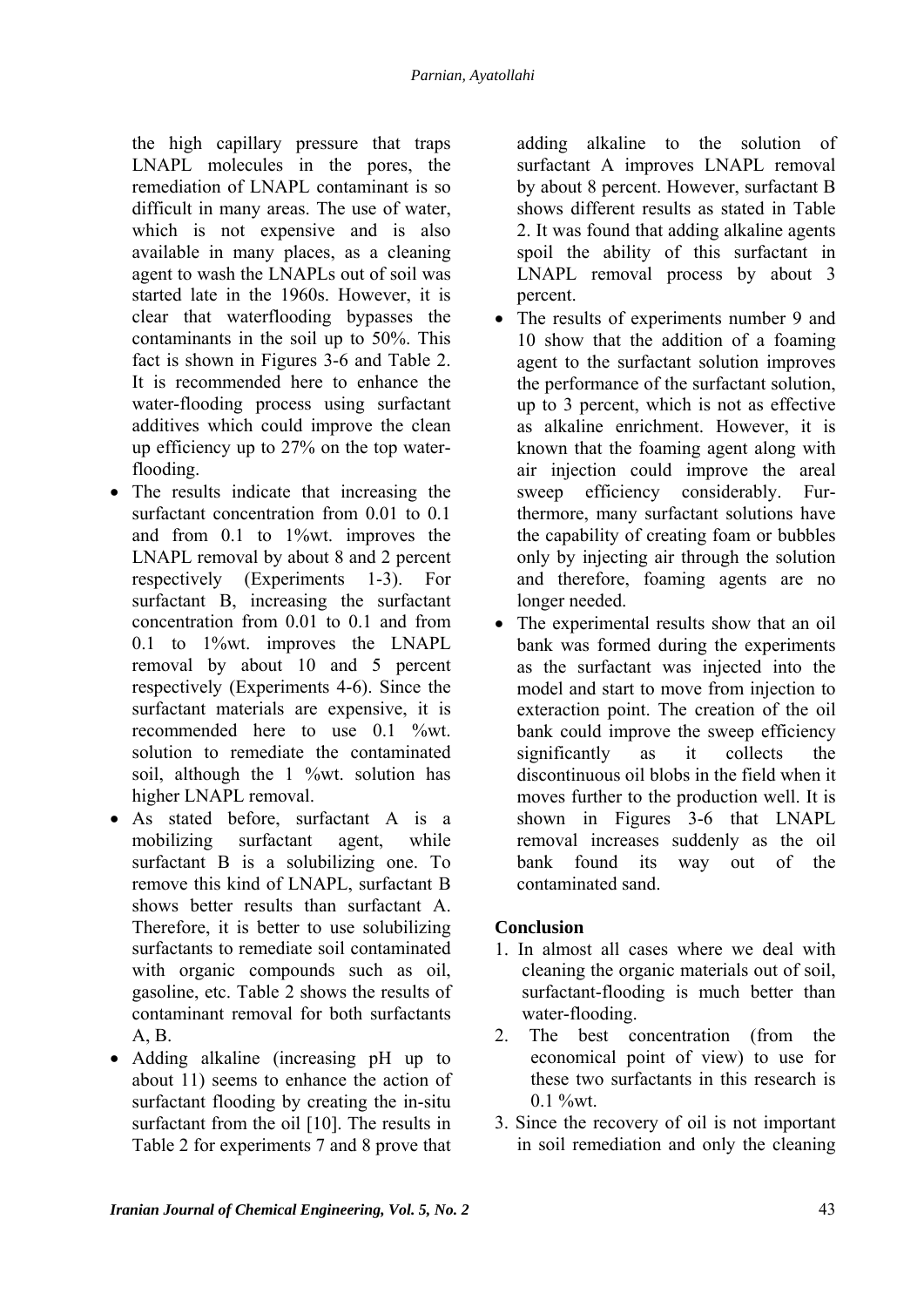the high capillary pressure that traps LNAPL molecules in the pores, the remediation of LNAPL contaminant is so difficult in many areas. The use of water, which is not expensive and is also available in many places, as a cleaning agent to wash the LNAPLs out of soil was started late in the 1960s. However, it is clear that waterflooding bypasses the contaminants in the soil up to 50%. This fact is shown in Figures 3-6 and Table 2. It is recommended here to enhance the water-flooding process using surfactant additives which could improve the clean up efficiency up to 27% on the top water-flooding.

- The results indicate that increasing the surfactant concentration from 0.01 to 0.1 and from 0.1 to 1%wt. improves the LNAPL removal by about 8 and 2 percent respectively (Experiments 1-3). For surfactant B, increasing the surfactant concentration from 0.01 to 0.1 and from 0.1 to 1%wt. improves the LNAPL removal by about 10 and 5 percent respectively (Experiments 4-6). Since the surfactant materials are expensive, it is recommended here to use 0.1 %wt. solution to remediate the contaminated soil, although the 1 %wt. solution has higher LNAPL removal.
- As stated before, surfactant A is a mobilizing surfactant agent, while surfactant B is a solubilizing one. To remove this kind of LNAPL, surfactant B shows better results than surfactant A. Therefore, it is better to use solubilizing surfactants to remediate soil contaminated with organic compounds such as oil, gasoline, etc. Table 2 shows the results of contaminant removal for both surfactants A, B.
- Adding alkaline (increasing pH up to about 11) seems to enhance the action of surfactant flooding by creating the in-situ surfactant from the oil [10]. The results in Table 2 for experiments 7 and 8 prove that adding alkaline to the solution of surfactant A improves LNAPL removal by about 8 percent. However, surfactant B shows different results as stated in Table 2. It was found that adding alkaline agents spoil the ability of this surfactant in LNAPL removal process by about 3 percent.
- The results of experiments number 9 and 10 show that the addition of a foaming agent to the surfactant solution improves the performance of the surfactant solution, up to 3 percent, which is not as effective as alkaline enrichment. However, it is known that the foaming agent along with air injection could improve the areal sweep efficiency considerably. Furthermore, many surfactant solutions have the capability of creating foam or bubbles only by injecting air through the solution and therefore, foaming agents are no longer needed.
- The experimental results show that an oil bank was formed during the experiments as the surfactant was injected into the model and start to move from injection to exteraction point. The creation of the oil bank could improve the sweep efficiency significantly as it collects the discontinuous oil blobs in the field when it moves further to the production well. It is shown in Figures 3-6 that LNAPL removal increases suddenly as the oil bank found its way out of the contaminated sand.

## Conclusion

1. In almost all cases where we deal with cleaning the organic materials out of soil, surfactant-flooding is much better than water-flooding.
2. The best concentration (from the economical point of view) to use for these two surfactants in this research is 0.1 %wt.
3. Since the recovery of oil is not important in soil remediation and only the cleaning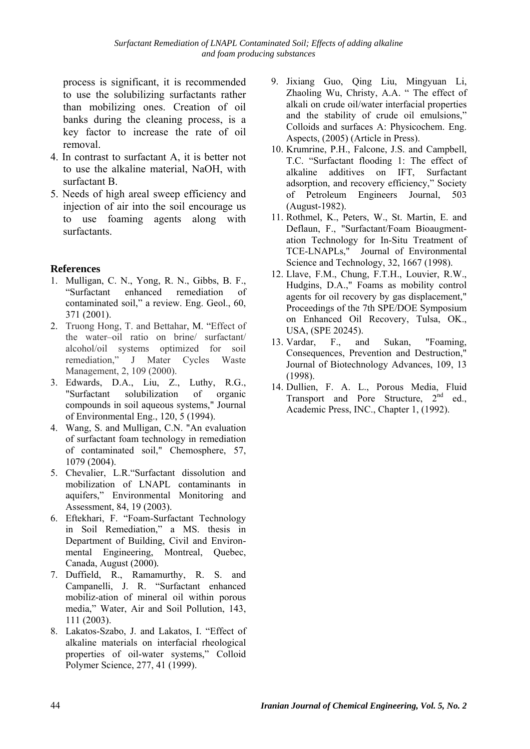process is significant, it is recommended to use the solubilizing surfactants rather than mobilizing ones. Creation of oil banks during the cleaning process, is a key factor to increase the rate of oil removal.

4. In contrast to surfactant A, it is better not to use the alkaline material, NaOH, with surfactant B.
5. Needs of high areal sweep efficiency and injection of air into the soil encourage us to use foaming agents along with surfactants.

## References

1. Mulligan, C. N., Yong, R. N., Gibbs, B. F., "Surfactant enhanced remediation of contaminated soil," a review. Eng. Geol., 60, 371 (2001).
2. Truong Hong, T. and Bettahar, M. "Effect of the water–oil ratio on brine/ surfactant/ alcohol/oil systems optimized for soil remediation," J Mater Cycles Waste Management, 2, 109 (2000).
3. Edwards, D.A., Liu, Z., Luthy, R.G., "Surfactant solubilization of organic compounds in soil aqueous systems," Journal of Environmental Eng., 120, 5 (1994).
4. Wang, S. and Mulligan, C.N. "An evaluation of surfactant foam technology in remediation of contaminated soil," Chemosphere, 57, 1079 (2004).
5. Chevalier, L.R."Surfactant dissolution and mobilization of LNAPL contaminants in aquifers," Environmental Monitoring and Assessment, 84, 19 (2003).
6. Eftekhari, F. "Foam-Surfactant Technology in Soil Remediation," a MS. thesis in Department of Building, Civil and Environmental Engineering, Montreal, Quebec, Canada, August (2000).
7. Duffield, R., Ramamurthy, R. S. and Campanelli, J. R. "Surfactant enhanced mobiliz-ation of mineral oil within porous media," Water, Air and Soil Pollution, 143, 111 (2003).
8. Lakatos-Szabo, J. and Lakatos, I. "Effect of alkaline materials on interfacial rheological properties of oil-water systems," Colloid Polymer Science, 277, 41 (1999).
9. Jixiang Guo, Qing Liu, Mingyuan Li, Zhaoling Wu, Christy, A.A. " The effect of alkali on crude oil/water interfacial properties and the stability of crude oil emulsions," Colloids and surfaces A: Physicochem. Eng. Aspects, (2005) (Article in Press).
10. Krumrine, P.H., Falcone, J.S. and Campbell, T.C. "Surfactant flooding 1: The effect of alkaline additives on IFT, Surfactant adsorption, and recovery efficiency," Society of Petroleum Engineers Journal, 503 (August-1982).
11. Rothmel, K., Peters, W., St. Martin, E. and Deflaun, F., "Surfactant/Foam Bioaugment-ation Technology for In-Situ Treatment of TCE-LNAPLs," Journal of Environmental Science and Technology, 32, 1667 (1998).
12. Llave, F.M., Chung, F.T.H., Louvier, R.W., Hudgins, D.A.," Foams as mobility control agents for oil recovery by gas displacement," Proceedings of the 7th SPE/DOE Symposium on Enhanced Oil Recovery, Tulsa, OK., USA, (SPE 20245).
13. Vardar, F., and Sukan, "Foaming, Consequences, Prevention and Destruction," Journal of Biotechnology Advances, 109, 13 (1998).
14. Dullien, F. A. L., Porous Media, Fluid Transport and Pore Structure, 2nd ed., Academic Press, INC., Chapter 1, (1992).